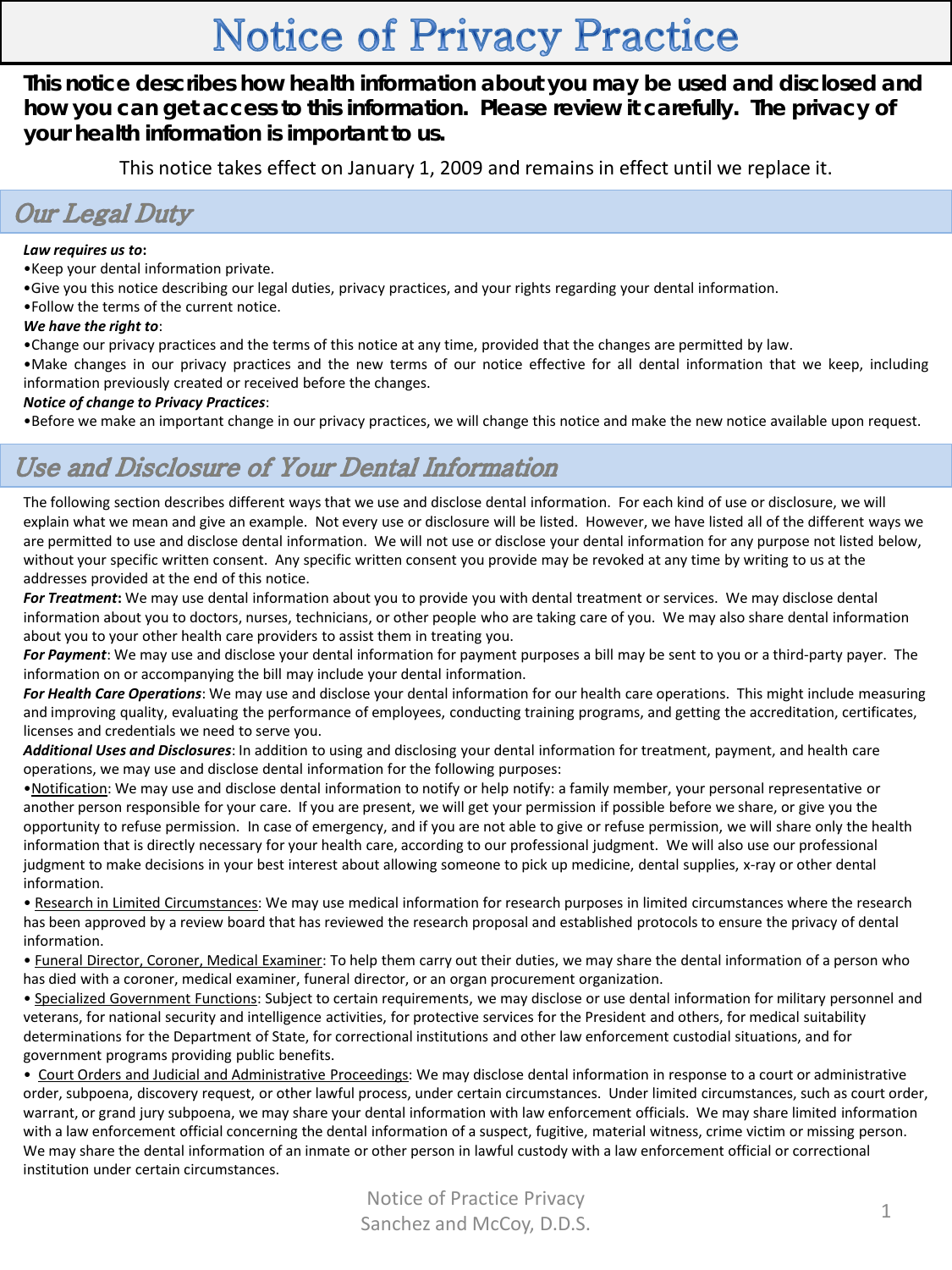# Notice of Privacy Practice

**This notice describes how health information about you may be used and disclosed and how you can get access to this information. Please review it carefully. The privacy of your health information is important to us.**

This notice takes effect on January 1, 2009 and remains in effect until we replace it.

## Our Legal Duty

***Law requires us to*:**

- Keep your dental information private.
- Give you this notice describing our legal duties, privacy practices, and your rights regarding your dental information.
- Follow the terms of the current notice.

***We have the right to***:

- Change our privacy practices and the terms of this notice at any time, provided that the changes are permitted by law.
- Make changes in our privacy practices and the new terms of our notice effective for all dental information that we keep, including information previously created or received before the changes.

***Notice of change to Privacy Practices***:

- Before we make an important change in our privacy practices, we will change this notice and make the new notice available upon request.

## Use and Disclosure of Your Dental Information

The following section describes different ways that we use and disclose dental information. For each kind of use or disclosure, we will explain what we mean and give an example. Not every use or disclosure will be listed. However, we have listed all of the different ways we are permitted to use and disclose dental information. We will not use or disclose your dental information for any purpose not listed below, without your specific written consent. Any specific written consent you provide may be revoked at any time by writing to us at the addresses provided at the end of this notice.

***For Treatment*:** We may use dental information about you to provide you with dental treatment or services. We may disclose dental information about you to doctors, nurses, technicians, or other people who are taking care of you. We may also share dental information about you to your other health care providers to assist them in treating you.

***For Payment***: We may use and disclose your dental information for payment purposes a bill may be sent to you or a third-party payer. The information on or accompanying the bill may include your dental information.

***For Health Care Operations***: We may use and disclose your dental information for our health care operations. This might include measuring and improving quality, evaluating the performance of employees, conducting training programs, and getting the accreditation, certificates, licenses and credentials we need to serve you.

***Additional Uses and Disclosures***: In addition to using and disclosing your dental information for treatment, payment, and health care operations, we may use and disclose dental information for the following purposes:

- Notification: We may use and disclose dental information to notify or help notify: a family member, your personal representative or another person responsible for your care. If you are present, we will get your permission if possible before we share, or give you the opportunity to refuse permission. In case of emergency, and if you are not able to give or refuse permission, we will share only the health information that is directly necessary for your health care, according to our professional judgment. We will also use our professional judgment to make decisions in your best interest about allowing someone to pick up medicine, dental supplies, x-ray or other dental information.
- Research in Limited Circumstances: We may use medical information for research purposes in limited circumstances where the research has been approved by a review board that has reviewed the research proposal and established protocols to ensure the privacy of dental information.
- Funeral Director, Coroner, Medical Examiner: To help them carry out their duties, we may share the dental information of a person who has died with a coroner, medical examiner, funeral director, or an organ procurement organization.
- Specialized Government Functions: Subject to certain requirements, we may disclose or use dental information for military personnel and veterans, for national security and intelligence activities, for protective services for the President and others, for medical suitability determinations for the Department of State, for correctional institutions and other law enforcement custodial situations, and for government programs providing public benefits.
- Court Orders and Judicial and Administrative Proceedings: We may disclose dental information in response to a court or administrative order, subpoena, discovery request, or other lawful process, under certain circumstances. Under limited circumstances, such as court order, warrant, or grand jury subpoena, we may share your dental information with law enforcement officials. We may share limited information with a law enforcement official concerning the dental information of a suspect, fugitive, material witness, crime victim or missing person. We may share the dental information of an inmate or other person in lawful custody with a law enforcement official or correctional institution under certain circumstances.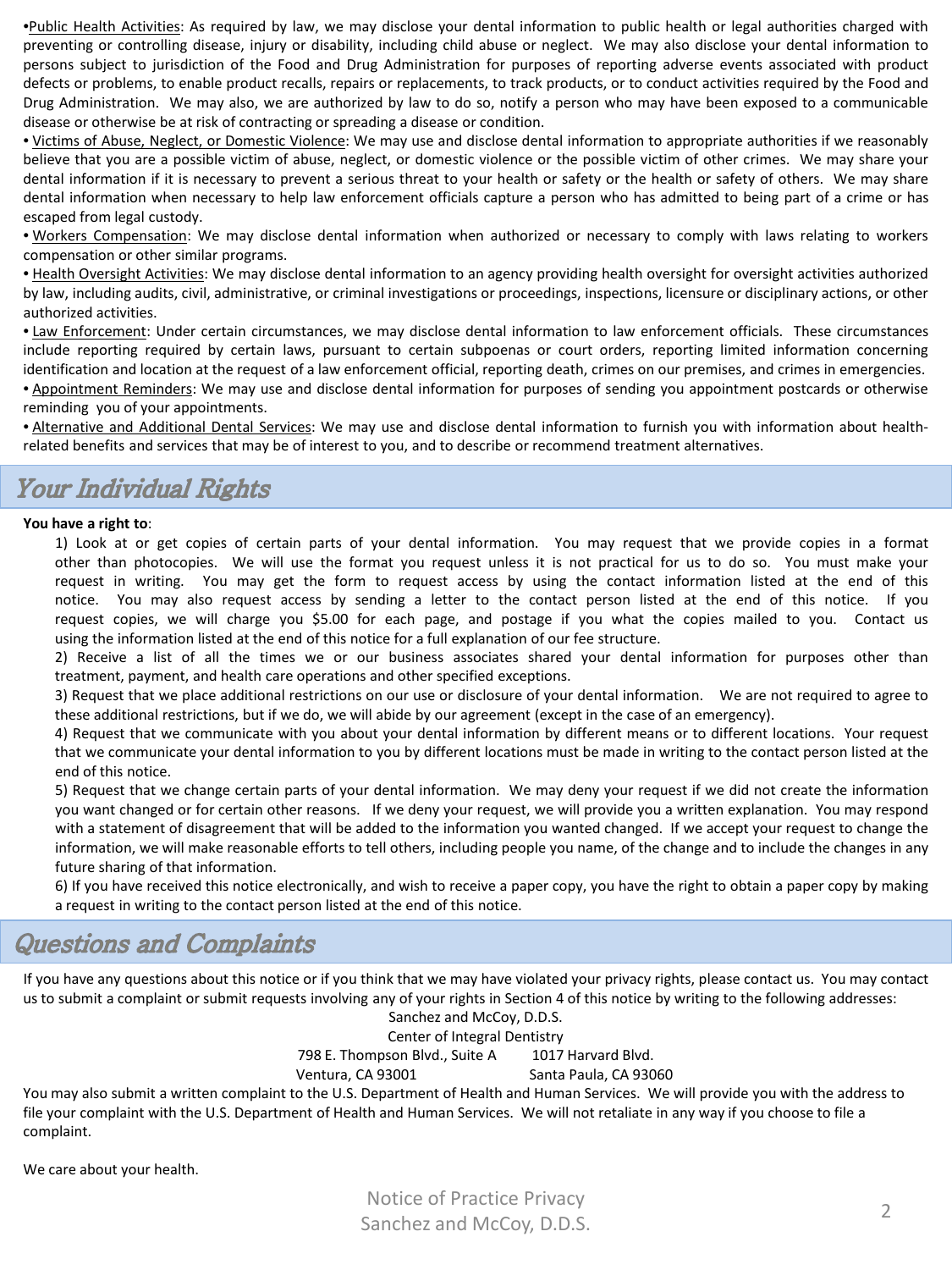•Public Health Activities: As required by law, we may disclose your dental information to public health or legal authorities charged with preventing or controlling disease, injury or disability, including child abuse or neglect. We may also disclose your dental information to persons subject to jurisdiction of the Food and Drug Administration for purposes of reporting adverse events associated with product defects or problems, to enable product recalls, repairs or replacements, to track products, or to conduct activities required by the Food and Drug Administration. We may also, we are authorized by law to do so, notify a person who may have been exposed to a communicable disease or otherwise be at risk of contracting or spreading a disease or condition.

• Victims of Abuse, Neglect, or Domestic Violence: We may use and disclose dental information to appropriate authorities if we reasonably believe that you are a possible victim of abuse, neglect, or domestic violence or the possible victim of other crimes. We may share your dental information if it is necessary to prevent a serious threat to your health or safety or the health or safety of others. We may share dental information when necessary to help law enforcement officials capture a person who has admitted to being part of a crime or has escaped from legal custody.

• Workers Compensation: We may disclose dental information when authorized or necessary to comply with laws relating to workers compensation or other similar programs.

• Health Oversight Activities: We may disclose dental information to an agency providing health oversight for oversight activities authorized by law, including audits, civil, administrative, or criminal investigations or proceedings, inspections, licensure or disciplinary actions, or other authorized activities.

• Law Enforcement: Under certain circumstances, we may disclose dental information to law enforcement officials. These circumstances include reporting required by certain laws, pursuant to certain subpoenas or court orders, reporting limited information concerning identification and location at the request of a law enforcement official, reporting death, crimes on our premises, and crimes in emergencies.

• Appointment Reminders: We may use and disclose dental information for purposes of sending you appointment postcards or otherwise reminding you of your appointments.

• Alternative and Additional Dental Services: We may use and disclose dental information to furnish you with information about health-related benefits and services that may be of interest to you, and to describe or recommend treatment alternatives.

## Your Individual Rights

**You have a right to**:

1) Look at or get copies of certain parts of your dental information. You may request that we provide copies in a format other than photocopies. We will use the format you request unless it is not practical for us to do so. You must make your request in writing. You may get the form to request access by using the contact information listed at the end of this notice. You may also request access by sending a letter to the contact person listed at the end of this notice. If you request copies, we will charge you $5.00 for each page, and postage if you what the copies mailed to you. Contact us using the information listed at the end of this notice for a full explanation of our fee structure.
2) Receive a list of all the times we or our business associates shared your dental information for purposes other than treatment, payment, and health care operations and other specified exceptions.
3) Request that we place additional restrictions on our use or disclosure of your dental information. We are not required to agree to these additional restrictions, but if we do, we will abide by our agreement (except in the case of an emergency).
4) Request that we communicate with you about your dental information by different means or to different locations. Your request that we communicate your dental information to you by different locations must be made in writing to the contact person listed at the end of this notice.
5) Request that we change certain parts of your dental information. We may deny your request if we did not create the information you want changed or for certain other reasons. If we deny your request, we will provide you a written explanation. You may respond with a statement of disagreement that will be added to the information you wanted changed. If we accept your request to change the information, we will make reasonable efforts to tell others, including people you name, of the change and to include the changes in any future sharing of that information.
6) If you have received this notice electronically, and wish to receive a paper copy, you have the right to obtain a paper copy by making a request in writing to the contact person listed at the end of this notice.

## Questions and Complaints

If you have any questions about this notice or if you think that we may have violated your privacy rights, please contact us. You may contact us to submit a complaint or submit requests involving any of your rights in Section 4 of this notice by writing to the following addresses:

Sanchez and McCoy, D.D.S.
Center of Integral Dentistry

798 E. Thompson Blvd., Suite A
Ventura, CA 93001

1017 Harvard Blvd.
Santa Paula, CA 93060

You may also submit a written complaint to the U.S. Department of Health and Human Services. We will provide you with the address to file your complaint with the U.S. Department of Health and Human Services. We will not retaliate in any way if you choose to file a complaint.

We care about your health.